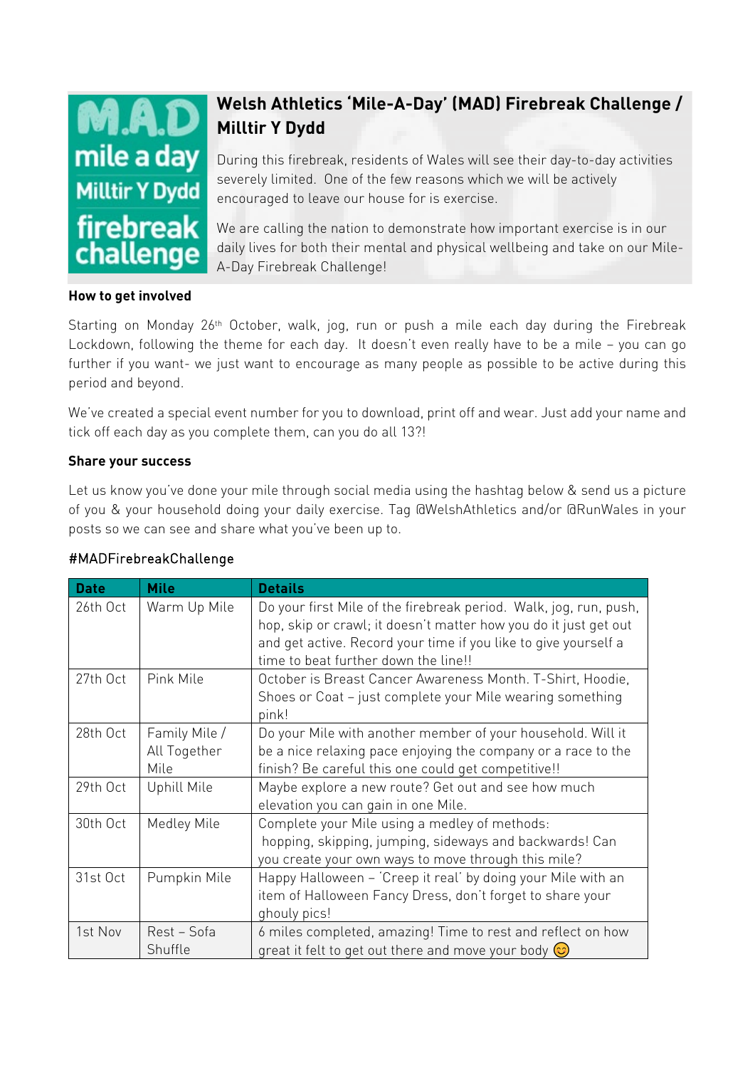M.A.D mile a day Milltir Y Dydd firebreak challenge

# Welsh Athletics 'Mile-A-Day' (MAD) Firebreak Challenge / Milltir Y Dydd

During this firebreak, residents of Wales will see their day-to-day activities severely limited. One of the few reasons which we will be actively encouraged to leave our house for is exercise.

We are calling the nation to demonstrate how important exercise is in our daily lives for both their mental and physical wellbeing and take on our Mile-A-Day Firebreak Challenge!

**How to get involved**

Starting on Monday 26th October, walk, jog, run or push a mile each day during the Firebreak Lockdown, following the theme for each day. It doesn't even really have to be a mile – you can go further if you want- we just want to encourage as many people as possible to be active during this period and beyond.

We've created a special event number for you to download, print off and wear. Just add your name and tick off each day as you complete them, can you do all 13?!

**Share your success**

Let us know you've done your mile through social media using the hashtag below & send us a picture of you & your household doing your daily exercise. Tag @WelshAthletics and/or @RunWales in your posts so we can see and share what you've been up to.

#MADFirebreakChallenge

| Date | Mile | Details |
|---|---|---|
| 26th Oct | Warm Up Mile | Do your first Mile of the firebreak period. Walk, jog, run, push, hop, skip or crawl; it doesn't matter how you do it just get out and get active. Record your time if you like to give yourself a time to beat further down the line!! |
| 27th Oct | Pink Mile | October is Breast Cancer Awareness Month. T-Shirt, Hoodie, Shoes or Coat – just complete your Mile wearing something pink! |
| 28th Oct | Family Mile / All Together Mile | Do your Mile with another member of your household. Will it be a nice relaxing pace enjoying the company or a race to the finish? Be careful this one could get competitive!! |
| 29th Oct | Uphill Mile | Maybe explore a new route? Get out and see how much elevation you can gain in one Mile. |
| 30th Oct | Medley Mile | Complete your Mile using a medley of methods: hopping, skipping, jumping, sideways and backwards! Can you create your own ways to move through this mile? |
| 31st Oct | Pumpkin Mile | Happy Halloween – 'Creep it real' by doing your Mile with an item of Halloween Fancy Dress, don't forget to share your ghouly pics! |
| 1st Nov | Rest – Sofa Shuffle | 6 miles completed, amazing! Time to rest and reflect on how great it felt to get out there and move your body 😊 |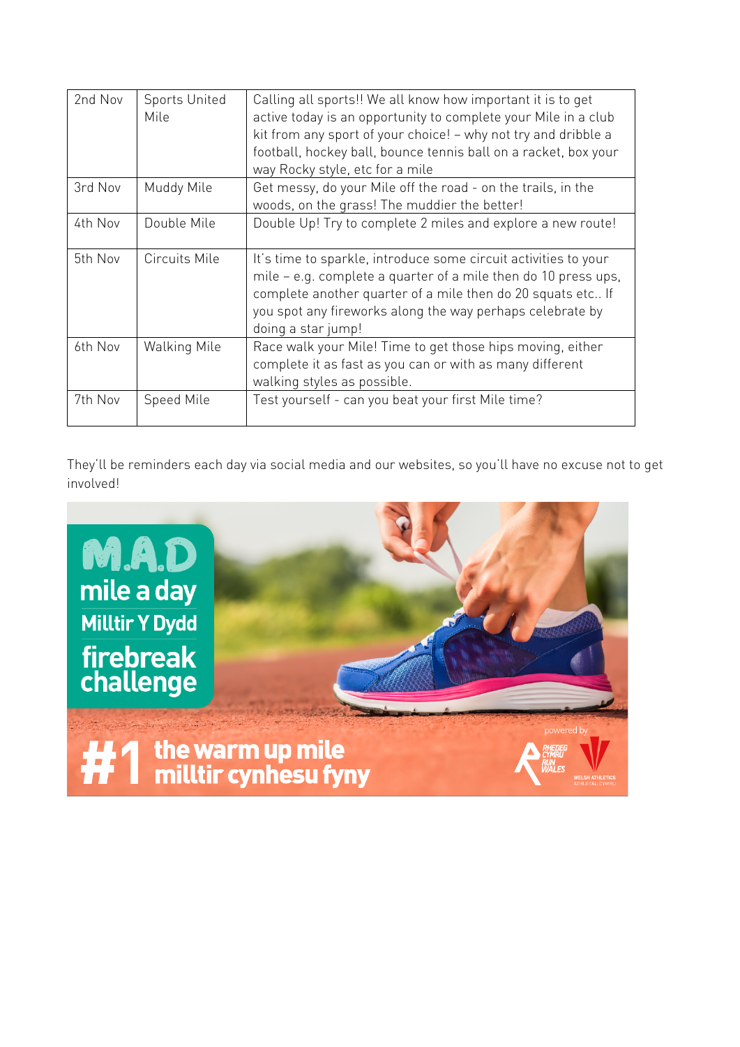| | | |
|---|---|---|
| 2nd Nov | Sports United Mile | Calling all sports!! We all know how important it is to get active today is an opportunity to complete your Mile in a club kit from any sport of your choice! – why not try and dribble a football, hockey ball, bounce tennis ball on a racket, box your way Rocky style, etc for a mile |
| 3rd Nov | Muddy Mile | Get messy, do your Mile off the road - on the trails, in the woods, on the grass! The muddier the better! |
| 4th Nov | Double Mile | Double Up! Try to complete 2 miles and explore a new route! |
| 5th Nov | Circuits Mile | It's time to sparkle, introduce some circuit activities to your mile – e.g. complete a quarter of a mile then do 10 press ups, complete another quarter of a mile then do 20 squats etc.. If you spot any fireworks along the way perhaps celebrate by doing a star jump! |
| 6th Nov | Walking Mile | Race walk your Mile! Time to get those hips moving, either complete it as fast as you can or with as many different walking styles as possible. |
| 7th Nov | Speed Mile | Test yourself - can you beat your first Mile time? |

They'll be reminders each day via social media and our websites, so you'll have no excuse not to get involved!

M.A.D
mile a day
Milltir Y Dydd
firebreak challenge

#1 the warm up mile
milltir cynhesu fyny

powered by
RHEDEG CYMRU RUN WALES
WELSH ATHLETICS ATHLETAU CYMRU